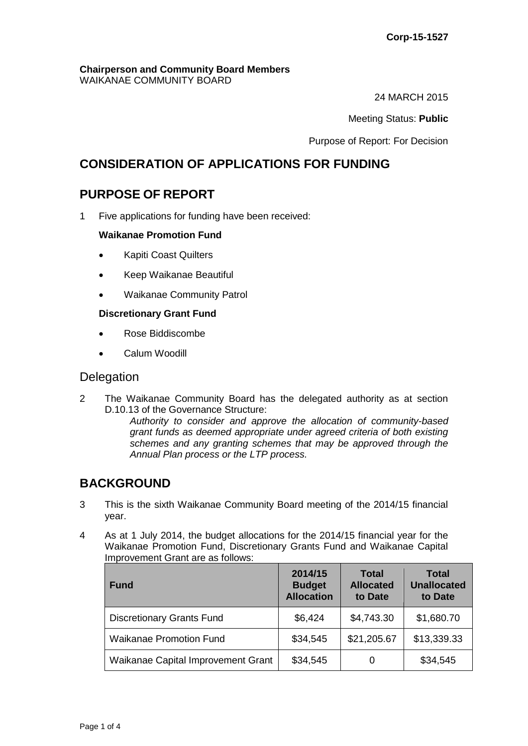**Corp-15-1527**

**Chairperson and Community Board Members**
WAIKANAE COMMUNITY BOARD

24 MARCH 2015

Meeting Status: **Public**

Purpose of Report: For Decision

## CONSIDERATION OF APPLICATIONS FOR FUNDING

## PURPOSE OF REPORT

1 Five applications for funding have been received:

**Waikanae Promotion Fund**

- Kapiti Coast Quilters
- Keep Waikanae Beautiful
- Waikanae Community Patrol

**Discretionary Grant Fund**

- Rose Biddiscombe
- Calum Woodill

### Delegation

2 The Waikanae Community Board has the delegated authority as at section D.10.13 of the Governance Structure:

*Authority to consider and approve the allocation of community-based grant funds as deemed appropriate under agreed criteria of both existing schemes and any granting schemes that may be approved through the Annual Plan process or the LTP process.*

## BACKGROUND

3 This is the sixth Waikanae Community Board meeting of the 2014/15 financial year.

4 As at 1 July 2014, the budget allocations for the 2014/15 financial year for the Waikanae Promotion Fund, Discretionary Grants Fund and Waikanae Capital Improvement Grant are as follows:

| Fund | 2014/15 Budget Allocation | Total Allocated to Date | Total Unallocated to Date |
|---|---|---|---|
| Discretionary Grants Fund | $6,424 | $4,743.30 | $1,680.70 |
| Waikanae Promotion Fund | $34,545 | $21,205.67 | $13,339.33 |
| Waikanae Capital Improvement Grant | $34,545 | 0 | $34,545 |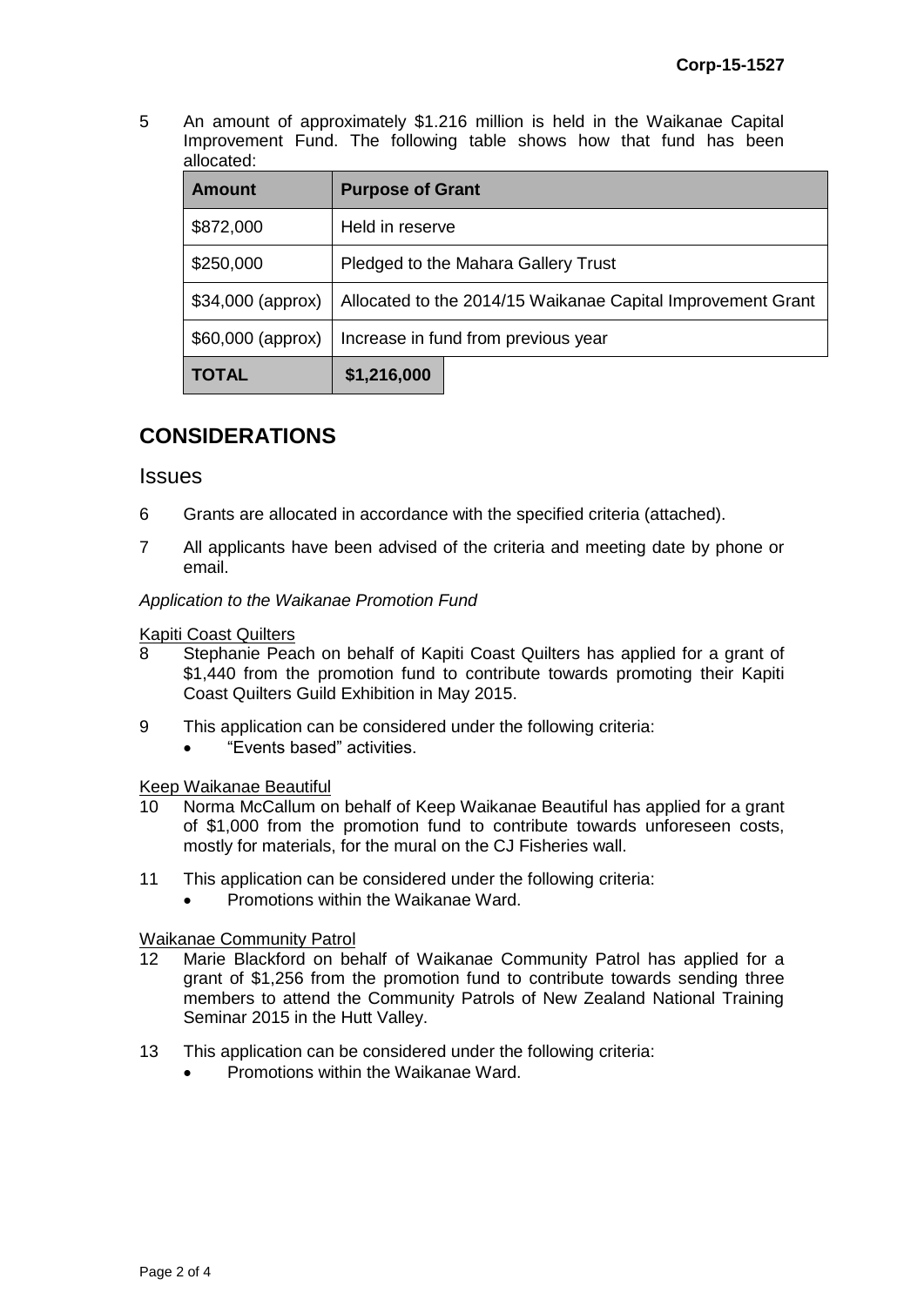5 An amount of approximately $1.216 million is held in the Waikanae Capital Improvement Fund. The following table shows how that fund has been allocated:

| Amount | Purpose of Grant |
|---|---|
| $872,000 | Held in reserve |
| $250,000 | Pledged to the Mahara Gallery Trust |
| $34,000 (approx) | Allocated to the 2014/15 Waikanae Capital Improvement Grant |
| $60,000 (approx) | Increase in fund from previous year |
| **TOTAL** | **$1,216,000** |

## CONSIDERATIONS

### Issues

6 Grants are allocated in accordance with the specified criteria (attached).

7 All applicants have been advised of the criteria and meeting date by phone or email.

*Application to the Waikanae Promotion Fund*

Kapiti Coast Quilters

8 Stephanie Peach on behalf of Kapiti Coast Quilters has applied for a grant of $1,440 from the promotion fund to contribute towards promoting their Kapiti Coast Quilters Guild Exhibition in May 2015.

9 This application can be considered under the following criteria:
- "Events based" activities.

Keep Waikanae Beautiful

10 Norma McCallum on behalf of Keep Waikanae Beautiful has applied for a grant of $1,000 from the promotion fund to contribute towards unforeseen costs, mostly for materials, for the mural on the CJ Fisheries wall.

11 This application can be considered under the following criteria:
- Promotions within the Waikanae Ward.

Waikanae Community Patrol

12 Marie Blackford on behalf of Waikanae Community Patrol has applied for a grant of $1,256 from the promotion fund to contribute towards sending three members to attend the Community Patrols of New Zealand National Training Seminar 2015 in the Hutt Valley.

13 This application can be considered under the following criteria:
- Promotions within the Waikanae Ward.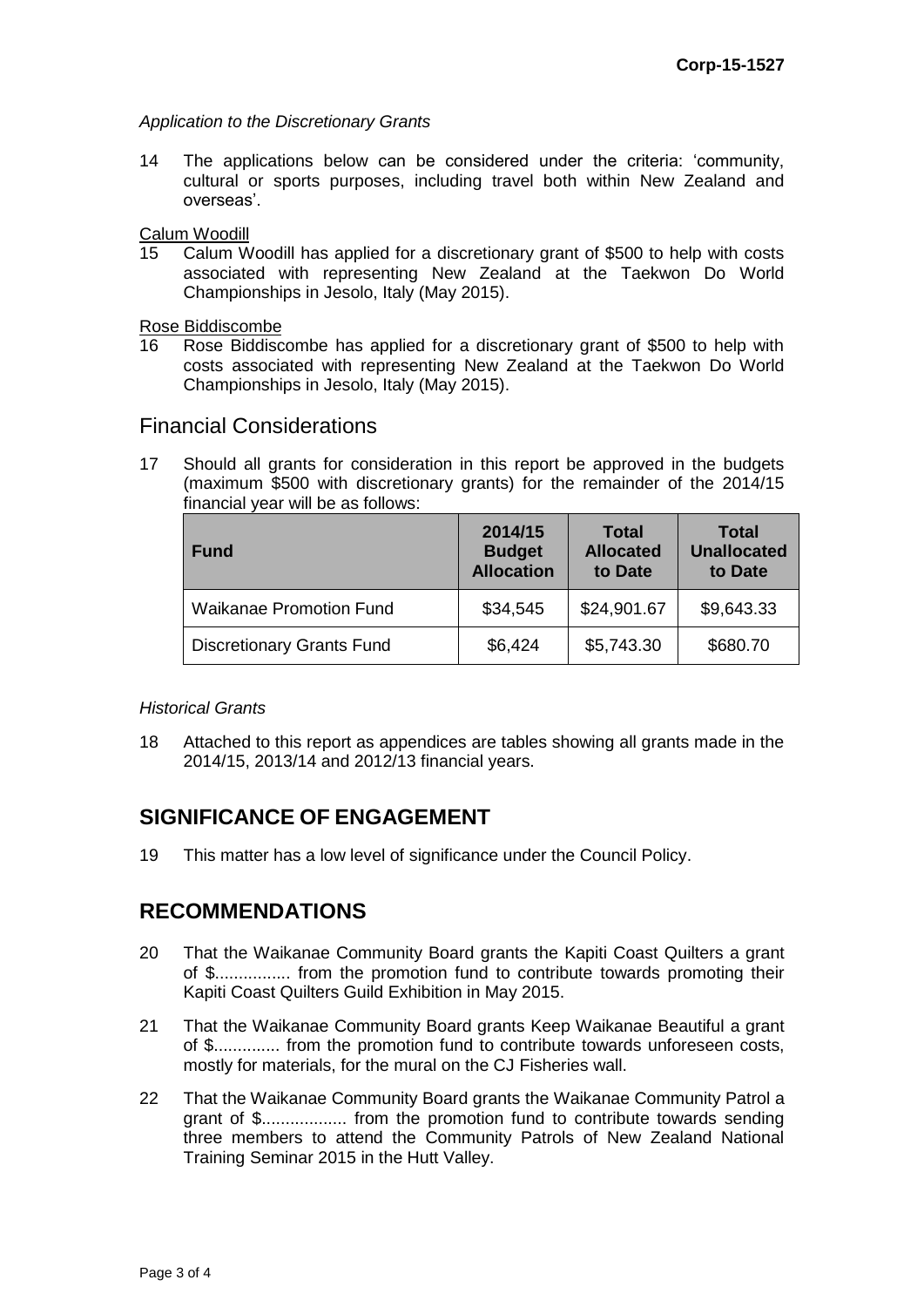*Application to the Discretionary Grants*

14 The applications below can be considered under the criteria: 'community, cultural or sports purposes, including travel both within New Zealand and overseas'.

Calum Woodill

15 Calum Woodill has applied for a discretionary grant of $500 to help with costs associated with representing New Zealand at the Taekwon Do World Championships in Jesolo, Italy (May 2015).

Rose Biddiscombe

16 Rose Biddiscombe has applied for a discretionary grant of $500 to help with costs associated with representing New Zealand at the Taekwon Do World Championships in Jesolo, Italy (May 2015).

## Financial Considerations

17 Should all grants for consideration in this report be approved in the budgets (maximum $500 with discretionary grants) for the remainder of the 2014/15 financial year will be as follows:

| Fund | 2014/15 Budget Allocation | Total Allocated to Date | Total Unallocated to Date |
|---|---|---|---|
| Waikanae Promotion Fund | $34,545 | $24,901.67 | $9,643.33 |
| Discretionary Grants Fund | $6,424 | $5,743.30 | $680.70 |

*Historical Grants*

18 Attached to this report as appendices are tables showing all grants made in the 2014/15, 2013/14 and 2012/13 financial years.

## SIGNIFICANCE OF ENGAGEMENT

19 This matter has a low level of significance under the Council Policy.

## RECOMMENDATIONS

20 That the Waikanae Community Board grants the Kapiti Coast Quilters a grant of $................ from the promotion fund to contribute towards promoting their Kapiti Coast Quilters Guild Exhibition in May 2015.

21 That the Waikanae Community Board grants Keep Waikanae Beautiful a grant of $.............. from the promotion fund to contribute towards unforeseen costs, mostly for materials, for the mural on the CJ Fisheries wall.

22 That the Waikanae Community Board grants the Waikanae Community Patrol a grant of $.................. from the promotion fund to contribute towards sending three members to attend the Community Patrols of New Zealand National Training Seminar 2015 in the Hutt Valley.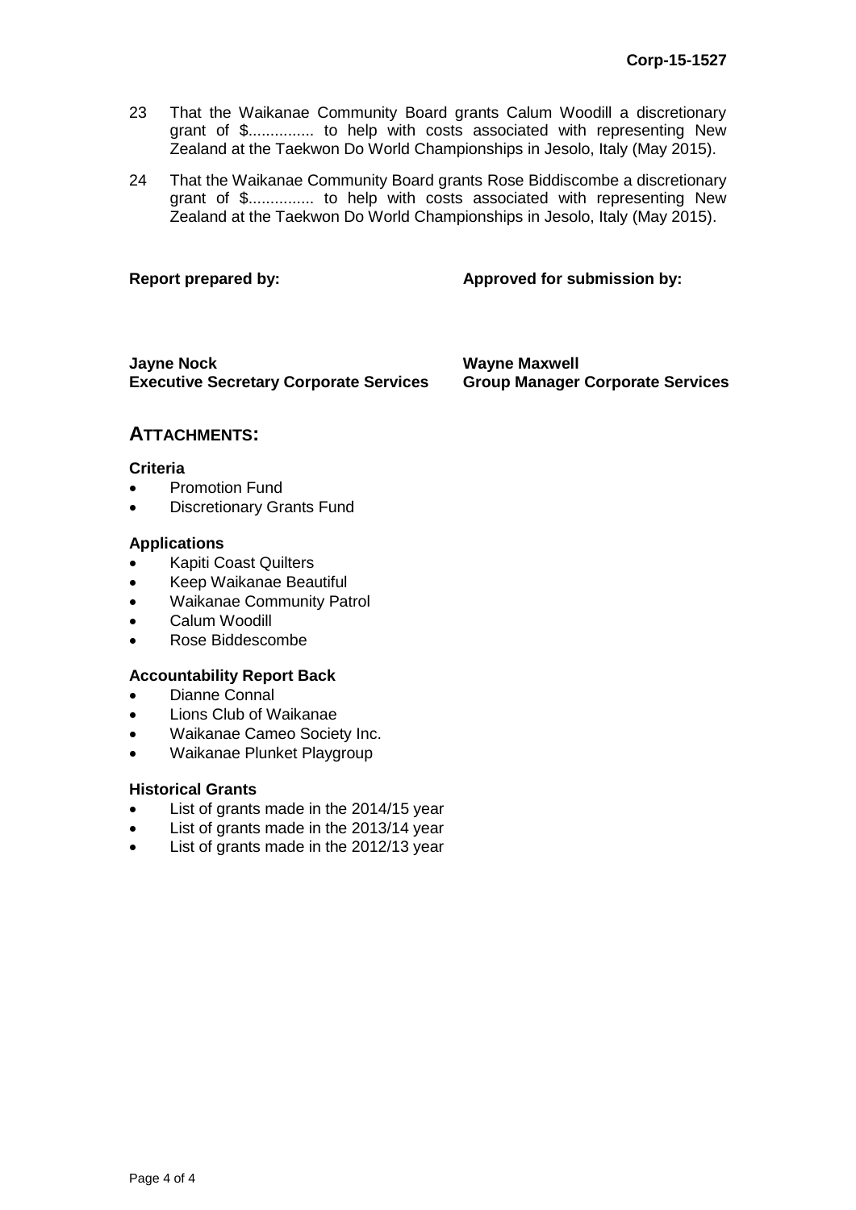23 That the Waikanae Community Board grants Calum Woodill a discretionary grant of $............... to help with costs associated with representing New Zealand at the Taekwon Do World Championships in Jesolo, Italy (May 2015).

24 That the Waikanae Community Board grants Rose Biddiscombe a discretionary grant of $............... to help with costs associated with representing New Zealand at the Taekwon Do World Championships in Jesolo, Italy (May 2015).

| **Report prepared by:** | **Approved for submission by:** |
|---|---|
| **Jayne Nock** | **Wayne Maxwell** |
| **Executive Secretary Corporate Services** | **Group Manager Corporate Services** |

## ATTACHMENTS:

**Criteria**

- Promotion Fund
- Discretionary Grants Fund

**Applications**

- Kapiti Coast Quilters
- Keep Waikanae Beautiful
- Waikanae Community Patrol
- Calum Woodill
- Rose Biddescombe

**Accountability Report Back**

- Dianne Connal
- Lions Club of Waikanae
- Waikanae Cameo Society Inc.
- Waikanae Plunket Playgroup

**Historical Grants**

- List of grants made in the 2014/15 year
- List of grants made in the 2013/14 year
- List of grants made in the 2012/13 year